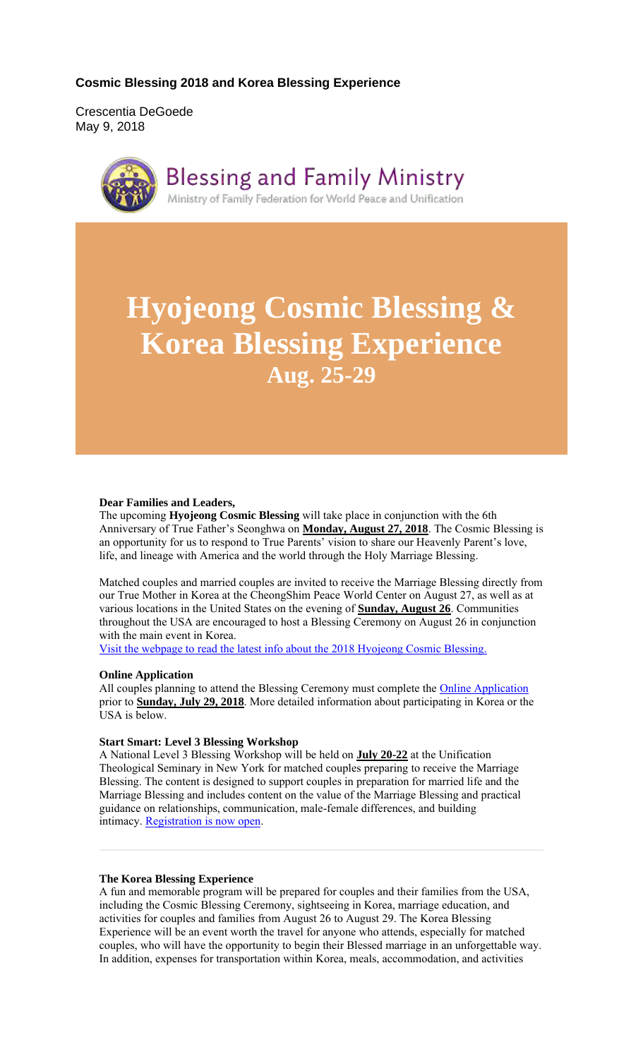# Cosmic Blessing 2018 and Korea Blessing Experience

Crescentia DeGoede
May 9, 2018

Blessing and Family Ministry
Ministry of Family Federation for World Peace and Unification

# Hyojeong Cosmic Blessing & Korea Blessing Experience

## Aug. 25-29

**Dear Families and Leaders,**

The upcoming **Hyojeong Cosmic Blessing** will take place in conjunction with the 6th Anniversary of True Father's Seonghwa on **Monday, August 27, 2018**. The Cosmic Blessing is an opportunity for us to respond to True Parents' vision to share our Heavenly Parent's love, life, and lineage with America and the world through the Holy Marriage Blessing.

Matched couples and married couples are invited to receive the Marriage Blessing directly from our True Mother in Korea at the CheongShim Peace World Center on August 27, as well as at various locations in the United States on the evening of **Sunday, August 26**. Communities throughout the USA are encouraged to host a Blessing Ceremony on August 26 in conjunction with the main event in Korea.

Visit the webpage to read the latest info about the 2018 Hyojeong Cosmic Blessing.

**Online Application**

All couples planning to attend the Blessing Ceremony must complete the Online Application prior to **Sunday, July 29, 2018**. More detailed information about participating in Korea or the USA is below.

**Start Smart: Level 3 Blessing Workshop**

A National Level 3 Blessing Workshop will be held on **July 20-22** at the Unification Theological Seminary in New York for matched couples preparing to receive the Marriage Blessing. The content is designed to support couples in preparation for married life and the Marriage Blessing and includes content on the value of the Marriage Blessing and practical guidance on relationships, communication, male-female differences, and building intimacy. Registration is now open.

---

**The Korea Blessing Experience**

A fun and memorable program will be prepared for couples and their families from the USA, including the Cosmic Blessing Ceremony, sightseeing in Korea, marriage education, and activities for couples and families from August 26 to August 29. The Korea Blessing Experience will be an event worth the travel for anyone who attends, especially for matched couples, who will have the opportunity to begin their Blessed marriage in an unforgettable way. In addition, expenses for transportation within Korea, meals, accommodation, and activities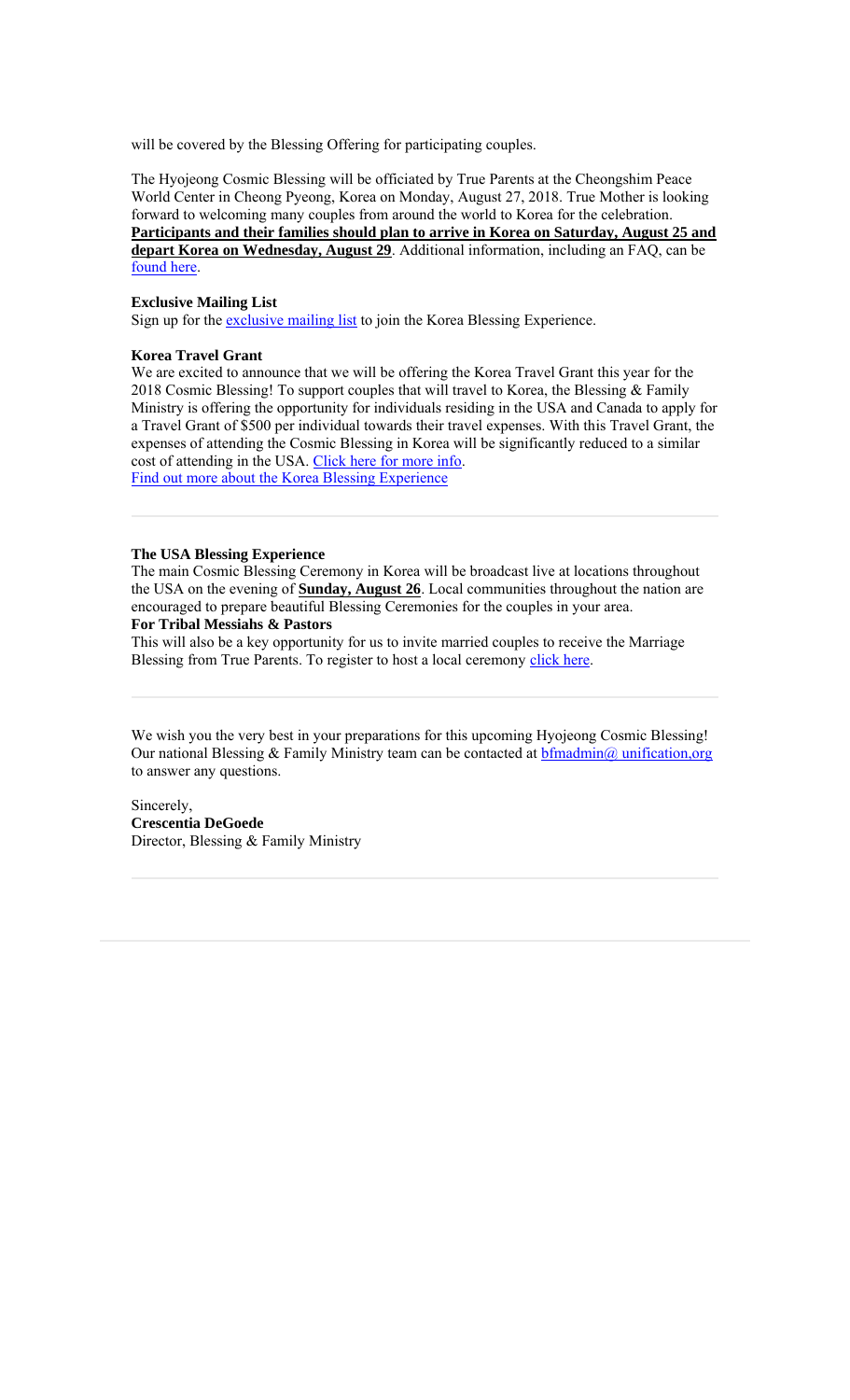will be covered by the Blessing Offering for participating couples.

The Hyojeong Cosmic Blessing will be officiated by True Parents at the Cheongshim Peace World Center in Cheong Pyeong, Korea on Monday, August 27, 2018. True Mother is looking forward to welcoming many couples from around the world to Korea for the celebration. **Participants and their families should plan to arrive in Korea on Saturday, August 25 and depart Korea on Wednesday, August 29**. Additional information, including an FAQ, can be found here.

**Exclusive Mailing List**
Sign up for the exclusive mailing list to join the Korea Blessing Experience.

**Korea Travel Grant**
We are excited to announce that we will be offering the Korea Travel Grant this year for the 2018 Cosmic Blessing! To support couples that will travel to Korea, the Blessing & Family Ministry is offering the opportunity for individuals residing in the USA and Canada to apply for a Travel Grant of $500 per individual towards their travel expenses. With this Travel Grant, the expenses of attending the Cosmic Blessing in Korea will be significantly reduced to a similar cost of attending in the USA. Click here for more info.
Find out more about the Korea Blessing Experience

---

**The USA Blessing Experience**
The main Cosmic Blessing Ceremony in Korea will be broadcast live at locations throughout the USA on the evening of **Sunday, August 26**. Local communities throughout the nation are encouraged to prepare beautiful Blessing Ceremonies for the couples in your area.
**For Tribal Messiahs & Pastors**
This will also be a key opportunity for us to invite married couples to receive the Marriage Blessing from True Parents. To register to host a local ceremony click here.

---

We wish you the very best in your preparations for this upcoming Hyojeong Cosmic Blessing! Our national Blessing & Family Ministry team can be contacted at bfmadmin@ unification,org to answer any questions.

Sincerely,
**Crescentia DeGoede**
Director, Blessing & Family Ministry